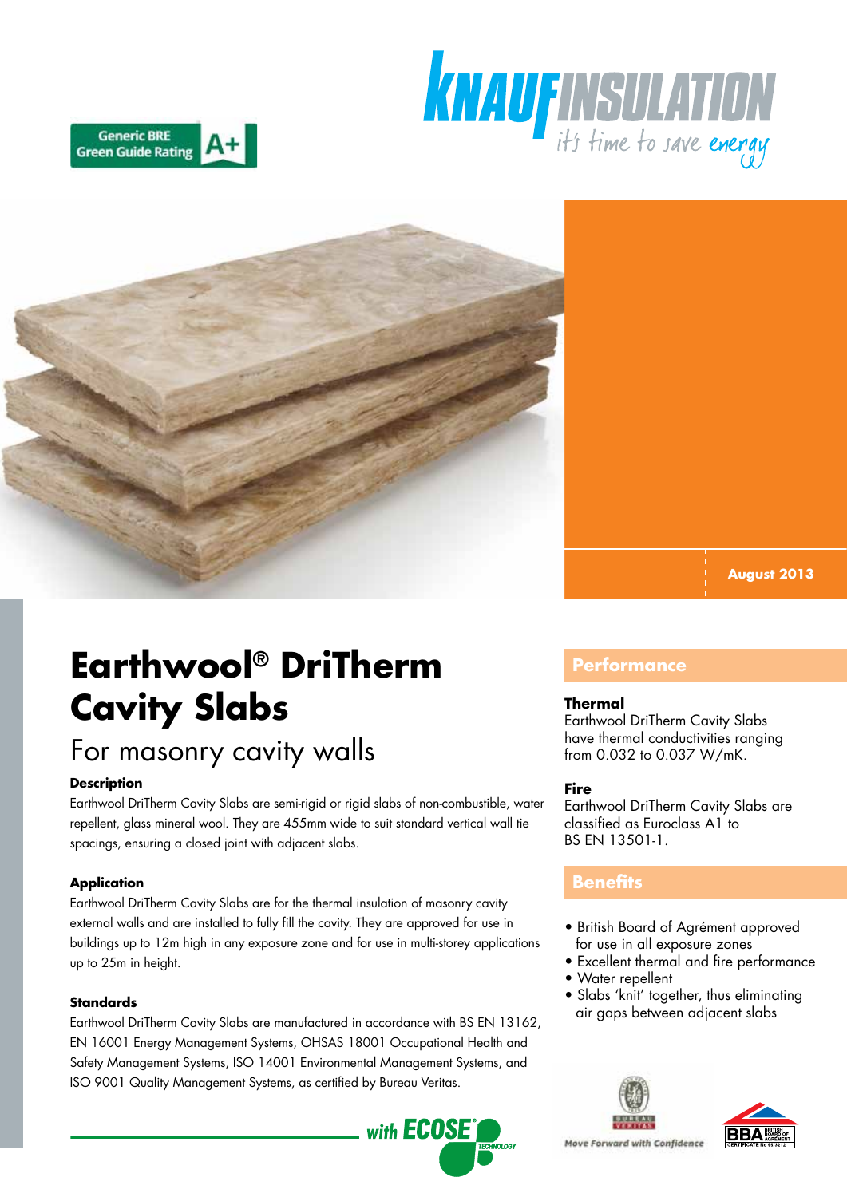Generic BRE Green Guide Rating A+

KNAUF INSULATION
it's time to save energy

August 2013

# Earthwool® DriTherm Cavity Slabs

## For masonry cavity walls

### Description

Earthwool DriTherm Cavity Slabs are semi-rigid or rigid slabs of non-combustible, water repellent, glass mineral wool. They are 455mm wide to suit standard vertical wall tie spacings, ensuring a closed joint with adjacent slabs.

### Application

Earthwool DriTherm Cavity Slabs are for the thermal insulation of masonry cavity external walls and are installed to fully fill the cavity. They are approved for use in buildings up to 12m high in any exposure zone and for use in multi-storey applications up to 25m in height.

### Standards

Earthwool DriTherm Cavity Slabs are manufactured in accordance with BS EN 13162, EN 16001 Energy Management Systems, OHSAS 18001 Occupational Health and Safety Management Systems, ISO 14001 Environmental Management Systems, and ISO 9001 Quality Management Systems, as certified by Bureau Veritas.

with ECOSE® TECHNOLOGY

## Performance

### Thermal

Earthwool DriTherm Cavity Slabs have thermal conductivities ranging from 0.032 to 0.037 W/mK.

### Fire

Earthwool DriTherm Cavity Slabs are classified as Euroclass A1 to BS EN 13501-1.

## Benefits

- British Board of Agrément approved for use in all exposure zones
- Excellent thermal and fire performance
- Water repellent
- Slabs 'knit' together, thus eliminating air gaps between adjacent slabs

Bureau Veritas – Move Forward with Confidence

BBA British Board of Agrément Certificate No 95/3212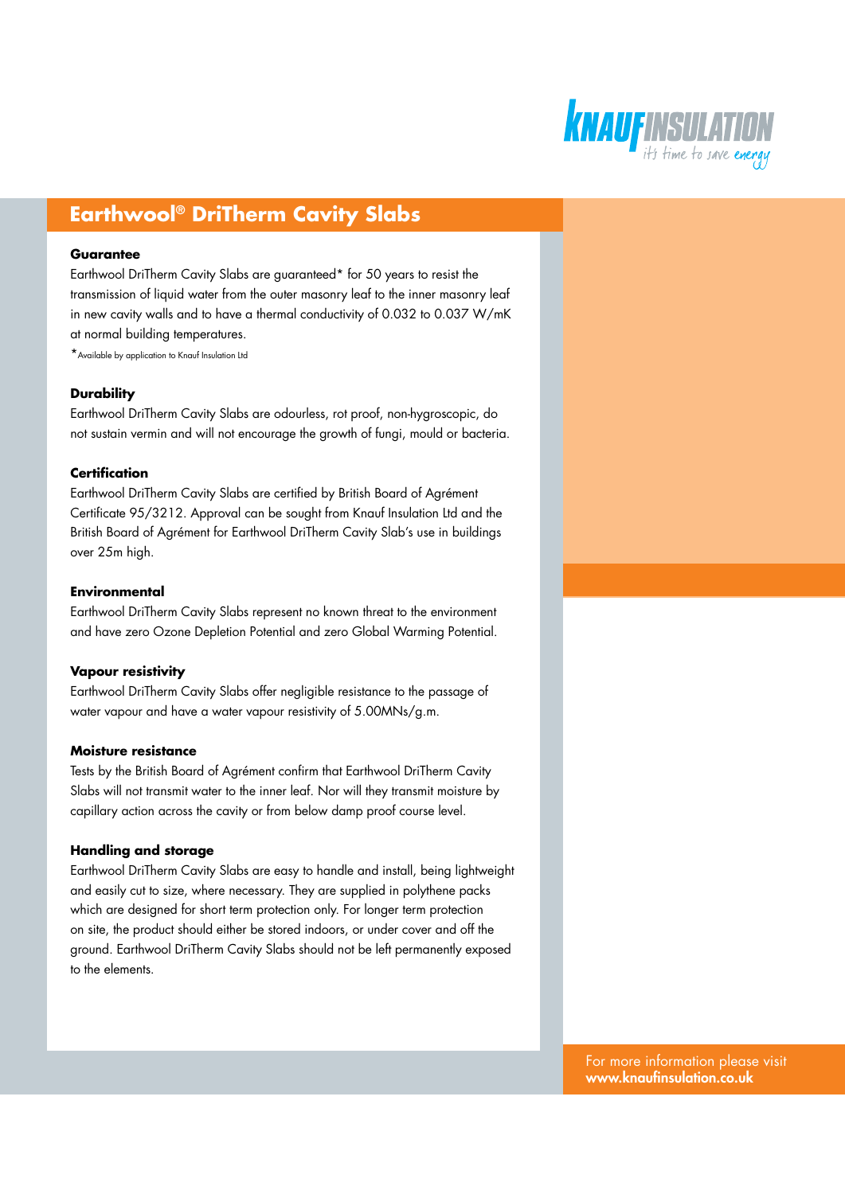## Earthwool® DriTherm Cavity Slabs

**Guarantee**

Earthwool DriTherm Cavity Slabs are guaranteed* for 50 years to resist the transmission of liquid water from the outer masonry leaf to the inner masonry leaf in new cavity walls and to have a thermal conductivity of 0.032 to 0.037 W/mK at normal building temperatures.

*Available by application to Knauf Insulation Ltd

**Durability**

Earthwool DriTherm Cavity Slabs are odourless, rot proof, non-hygroscopic, do not sustain vermin and will not encourage the growth of fungi, mould or bacteria.

**Certification**

Earthwool DriTherm Cavity Slabs are certified by British Board of Agrément Certificate 95/3212. Approval can be sought from Knauf Insulation Ltd and the British Board of Agrément for Earthwool DriTherm Cavity Slab's use in buildings over 25m high.

**Environmental**

Earthwool DriTherm Cavity Slabs represent no known threat to the environment and have zero Ozone Depletion Potential and zero Global Warming Potential.

**Vapour resistivity**

Earthwool DriTherm Cavity Slabs offer negligible resistance to the passage of water vapour and have a water vapour resistivity of 5.00MNs/g.m.

**Moisture resistance**

Tests by the British Board of Agrément confirm that Earthwool DriTherm Cavity Slabs will not transmit water to the inner leaf. Nor will they transmit moisture by capillary action across the cavity or from below damp proof course level.

**Handling and storage**

Earthwool DriTherm Cavity Slabs are easy to handle and install, being lightweight and easily cut to size, where necessary. They are supplied in polythene packs which are designed for short term protection only. For longer term protection on site, the product should either be stored indoors, or under cover and off the ground. Earthwool DriTherm Cavity Slabs should not be left permanently exposed to the elements.

For more information please visit
**www.knaufinsulation.co.uk**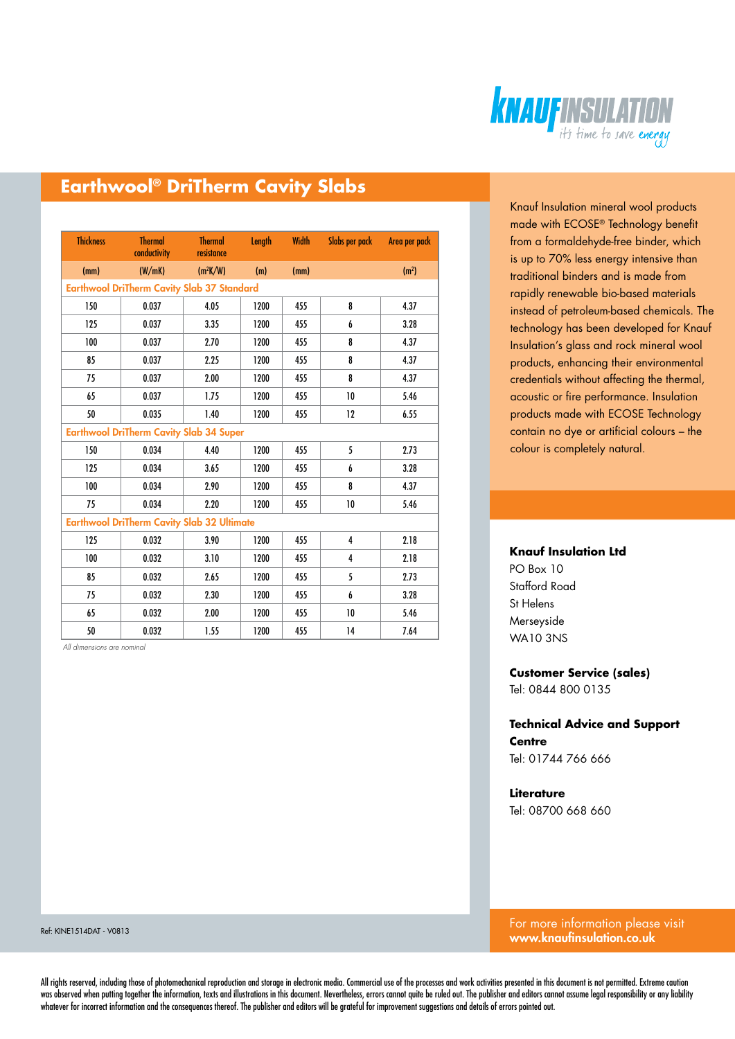## Earthwool® DriTherm Cavity Slabs

| Thickness | Thermal conductivity | Thermal resistance | Length | Width | Slabs per pack | Area per pack |
|---|---|---|---|---|---|---|
| (mm) | (W/mK) | ($m^2K/W$) | (m) | (mm) | | ($m^2$) |
| **Earthwool DriTherm Cavity Slab 37 Standard** | | | | | | |
| 150 | 0.037 | 4.05 | 1200 | 455 | 8 | 4.37 |
| 125 | 0.037 | 3.35 | 1200 | 455 | 6 | 3.28 |
| 100 | 0.037 | 2.70 | 1200 | 455 | 8 | 4.37 |
| 85 | 0.037 | 2.25 | 1200 | 455 | 8 | 4.37 |
| 75 | 0.037 | 2.00 | 1200 | 455 | 8 | 4.37 |
| 65 | 0.037 | 1.75 | 1200 | 455 | 10 | 5.46 |
| 50 | 0.035 | 1.40 | 1200 | 455 | 12 | 6.55 |
| **Earthwool DriTherm Cavity Slab 34 Super** | | | | | | |
| 150 | 0.034 | 4.40 | 1200 | 455 | 5 | 2.73 |
| 125 | 0.034 | 3.65 | 1200 | 455 | 6 | 3.28 |
| 100 | 0.034 | 2.90 | 1200 | 455 | 8 | 4.37 |
| 75 | 0.034 | 2.20 | 1200 | 455 | 10 | 5.46 |
| **Earthwool DriTherm Cavity Slab 32 Ultimate** | | | | | | |
| 125 | 0.032 | 3.90 | 1200 | 455 | 4 | 2.18 |
| 100 | 0.032 | 3.10 | 1200 | 455 | 4 | 2.18 |
| 85 | 0.032 | 2.65 | 1200 | 455 | 5 | 2.73 |
| 75 | 0.032 | 2.30 | 1200 | 455 | 6 | 3.28 |
| 65 | 0.032 | 2.00 | 1200 | 455 | 10 | 5.46 |
| 50 | 0.032 | 1.55 | 1200 | 455 | 14 | 7.64 |

*All dimensions are nominal*

Knauf Insulation mineral wool products made with ECOSE® Technology benefit from a formaldehyde-free binder, which is up to 70% less energy intensive than traditional binders and is made from rapidly renewable bio-based materials instead of petroleum-based chemicals. The technology has been developed for Knauf Insulation's glass and rock mineral wool products, enhancing their environmental credentials without affecting the thermal, acoustic or fire performance. Insulation products made with ECOSE Technology contain no dye or artificial colours – the colour is completely natural.

**Knauf Insulation Ltd**
PO Box 10
Stafford Road
St Helens
Merseyside
WA10 3NS

**Customer Service (sales)**
Tel: 0844 800 0135

**Technical Advice and Support Centre**
Tel: 01744 766 666

**Literature**
Tel: 08700 668 660

For more information please visit
**www.knaufinsulation.co.uk**

Ref: KINE1514DAT - V0813

All rights reserved, including those of photomechanical reproduction and storage in electronic media. Commercial use of the processes and work activities presented in this document is not permitted. Extreme caution was observed when putting together the information, texts and illustrations in this document. Nevertheless, errors cannot quite be ruled out. The publisher and editors cannot assume legal responsibility or any liability whatever for incorrect information and the consequences thereof. The publisher and editors will be grateful for improvement suggestions and details of errors pointed out.